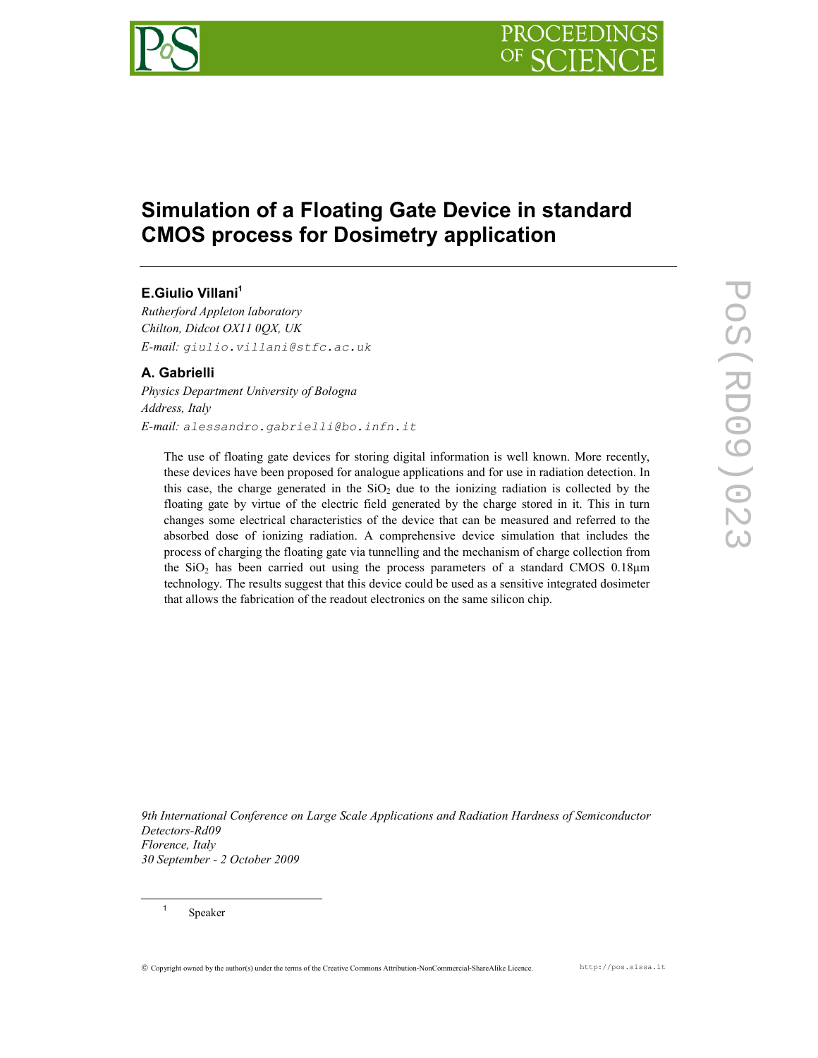# Simulation of a Floating Gate Device in standard CMOS process for Dosimetry application

## E.Giulio Villani[1]

*Rutherford Appleton laboratory*
*Chilton, Didcot OX11 0QX, UK*
*E-mail:* giulio.villani@stfc.ac.uk

## A. Gabrielli

*Physics Department University of Bologna*
*Address, Italy*
*E-mail:* alessandro.gabrielli@bo.infn.it

The use of floating gate devices for storing digital information is well known. More recently, these devices have been proposed for analogue applications and for use in radiation detection. In this case, the charge generated in the $SiO_2$ due to the ionizing radiation is collected by the floating gate by virtue of the electric field generated by the charge stored in it. This in turn changes some electrical characteristics of the device that can be measured and referred to the absorbed dose of ionizing radiation. A comprehensive device simulation that includes the process of charging the floating gate via tunnelling and the mechanism of charge collection from the $SiO_2$ has been carried out using the process parameters of a standard CMOS 0.18µm technology. The results suggest that this device could be used as a sensitive integrated dosimeter that allows the fabrication of the readout electronics on the same silicon chip.

*9th International Conference on Large Scale Applications and Radiation Hardness of Semiconductor Detectors-Rd09*
*Florence, Italy*
*30 September - 2 October 2009*

[1] Speaker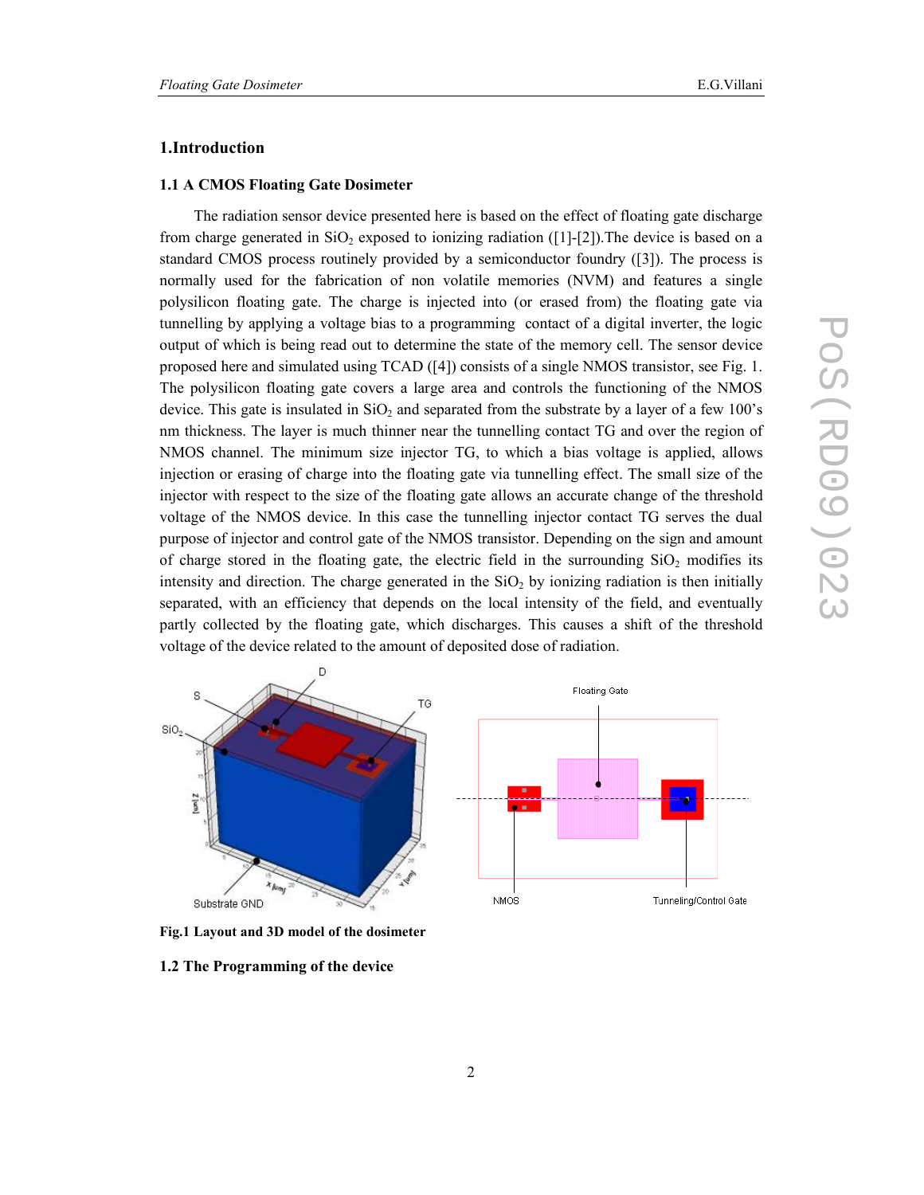## 1.Introduction

### 1.1 A CMOS Floating Gate Dosimeter

The radiation sensor device presented here is based on the effect of floating gate discharge from charge generated in $SiO_2$ exposed to ionizing radiation ([1]-[2]).The device is based on a standard CMOS process routinely provided by a semiconductor foundry ([3]). The process is normally used for the fabrication of non volatile memories (NVM) and features a single polysilicon floating gate. The charge is injected into (or erased from) the floating gate via tunnelling by applying a voltage bias to a programming contact of a digital inverter, the logic output of which is being read out to determine the state of the memory cell. The sensor device proposed here and simulated using TCAD ([4]) consists of a single NMOS transistor, see Fig. 1. The polysilicon floating gate covers a large area and controls the functioning of the NMOS device. This gate is insulated in $SiO_2$ and separated from the substrate by a layer of a few 100's nm thickness. The layer is much thinner near the tunnelling contact TG and over the region of NMOS channel. The minimum size injector TG, to which a bias voltage is applied, allows injection or erasing of charge into the floating gate via tunnelling effect. The small size of the injector with respect to the size of the floating gate allows an accurate change of the threshold voltage of the NMOS device. In this case the tunnelling injector contact TG serves the dual purpose of injector and control gate of the NMOS transistor. Depending on the sign and amount of charge stored in the floating gate, the electric field in the surrounding $SiO_2$ modifies its intensity and direction. The charge generated in the $SiO_2$ by ionizing radiation is then initially separated, with an efficiency that depends on the local intensity of the field, and eventually partly collected by the floating gate, which discharges. This causes a shift of the threshold voltage of the device related to the amount of deposited dose of radiation.

**Fig.1 Layout and 3D model of the dosimeter**

### 1.2 The Programming of the device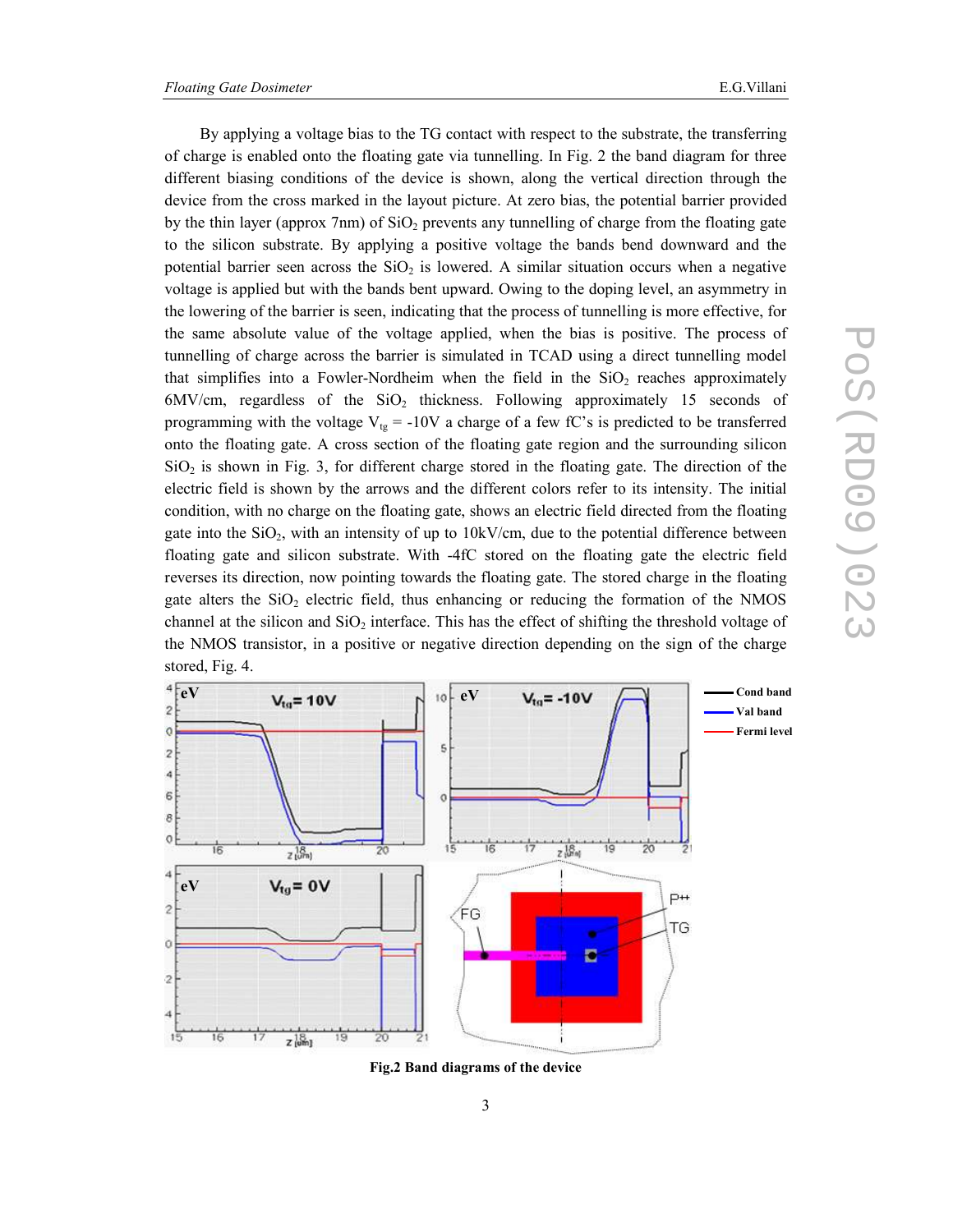By applying a voltage bias to the TG contact with respect to the substrate, the transferring of charge is enabled onto the floating gate via tunnelling. In Fig. 2 the band diagram for three different biasing conditions of the device is shown, along the vertical direction through the device from the cross marked in the layout picture. At zero bias, the potential barrier provided by the thin layer (approx 7nm) of $SiO_2$ prevents any tunnelling of charge from the floating gate to the silicon substrate. By applying a positive voltage the bands bend downward and the potential barrier seen across the $SiO_2$ is lowered. A similar situation occurs when a negative voltage is applied but with the bands bent upward. Owing to the doping level, an asymmetry in the lowering of the barrier is seen, indicating that the process of tunnelling is more effective, for the same absolute value of the voltage applied, when the bias is positive. The process of tunnelling of charge across the barrier is simulated in TCAD using a direct tunnelling model that simplifies into a Fowler-Nordheim when the field in the $SiO_2$ reaches approximately 6MV/cm, regardless of the $SiO_2$ thickness. Following approximately 15 seconds of programming with the voltage $V_{tg}$ = -10V a charge of a few fC's is predicted to be transferred onto the floating gate. A cross section of the floating gate region and the surrounding silicon $SiO_2$ is shown in Fig. 3, for different charge stored in the floating gate. The direction of the electric field is shown by the arrows and the different colors refer to its intensity. The initial condition, with no charge on the floating gate, shows an electric field directed from the floating gate into the $SiO_2$, with an intensity of up to 10kV/cm, due to the potential difference between floating gate and silicon substrate. With -4fC stored on the floating gate the electric field reverses its direction, now pointing towards the floating gate. The stored charge in the floating gate alters the $SiO_2$ electric field, thus enhancing or reducing the formation of the NMOS channel at the silicon and $SiO_2$ interface. This has the effect of shifting the threshold voltage of the NMOS transistor, in a positive or negative direction depending on the sign of the charge stored, Fig. 4.

**Fig.2 Band diagrams of the device**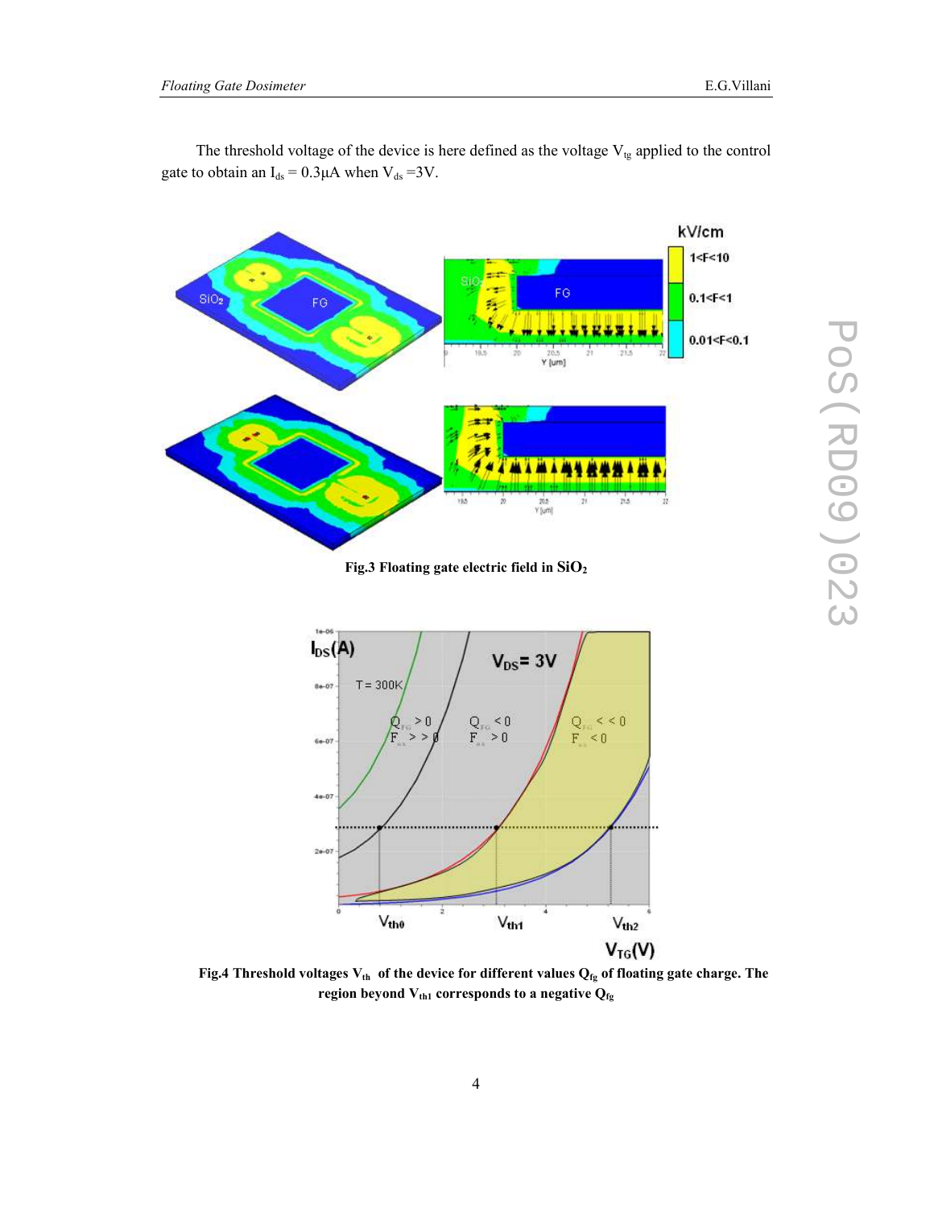The threshold voltage of the device is here defined as the voltage $V_{tg}$ applied to the control gate to obtain an $I_{ds} = 0.3\mu A$ when $V_{ds} = 3V$.

**Fig.3 Floating gate electric field in $SiO_2$**

**Fig.4 Threshold voltages $V_{th}$ of the device for different values $Q_{fg}$ of floating gate charge. The region beyond $V_{th1}$ corresponds to a negative $Q_{fg}$**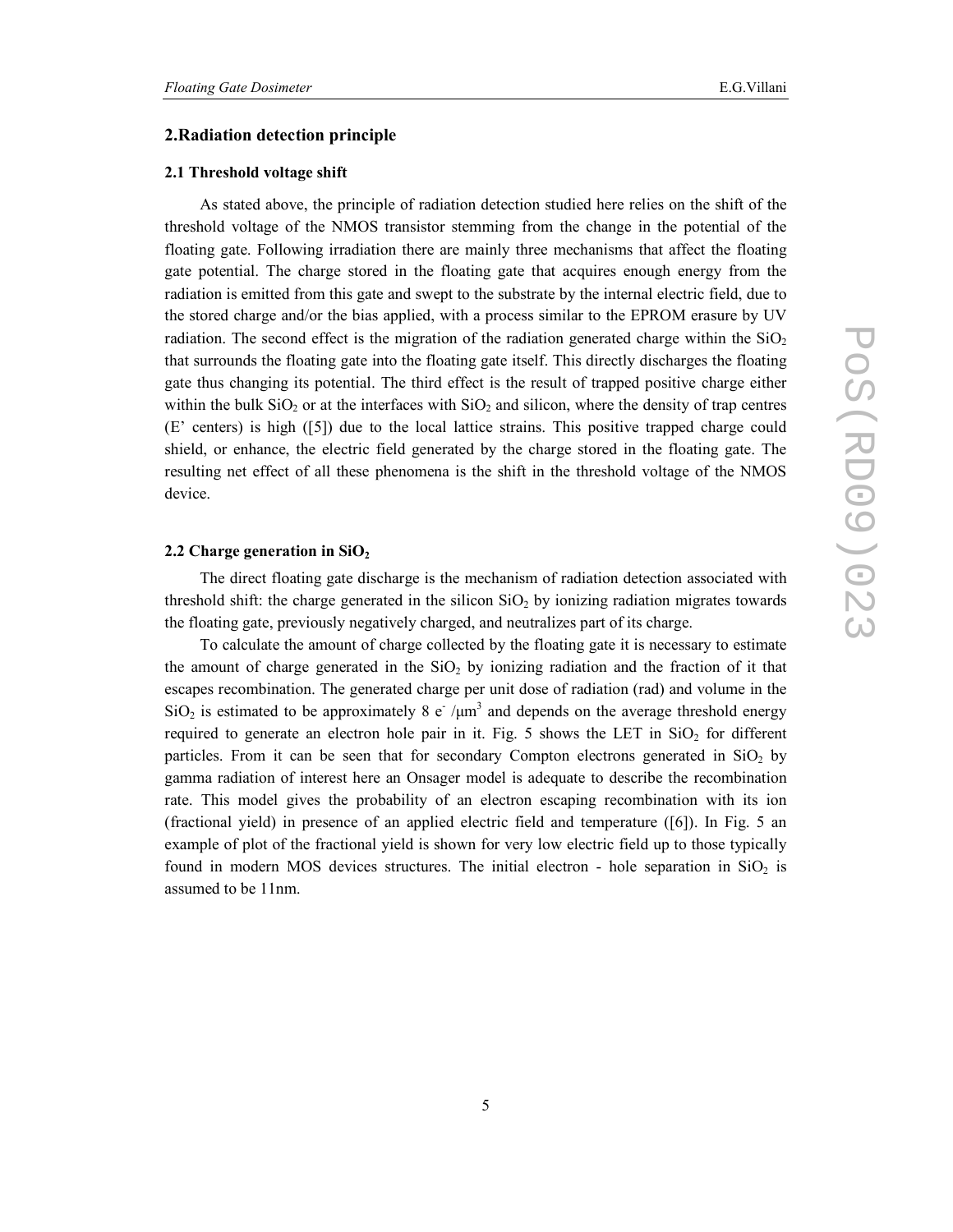## 2.Radiation detection principle

### 2.1 Threshold voltage shift

As stated above, the principle of radiation detection studied here relies on the shift of the threshold voltage of the NMOS transistor stemming from the change in the potential of the floating gate. Following irradiation there are mainly three mechanisms that affect the floating gate potential. The charge stored in the floating gate that acquires enough energy from the radiation is emitted from this gate and swept to the substrate by the internal electric field, due to the stored charge and/or the bias applied, with a process similar to the EPROM erasure by UV radiation. The second effect is the migration of the radiation generated charge within the $SiO_2$ that surrounds the floating gate into the floating gate itself. This directly discharges the floating gate thus changing its potential. The third effect is the result of trapped positive charge either within the bulk $SiO_2$ or at the interfaces with $SiO_2$ and silicon, where the density of trap centres (E' centers) is high ([5]) due to the local lattice strains. This positive trapped charge could shield, or enhance, the electric field generated by the charge stored in the floating gate. The resulting net effect of all these phenomena is the shift in the threshold voltage of the NMOS device.

### 2.2 Charge generation in $SiO_2$

The direct floating gate discharge is the mechanism of radiation detection associated with threshold shift: the charge generated in the silicon $SiO_2$ by ionizing radiation migrates towards the floating gate, previously negatively charged, and neutralizes part of its charge.

To calculate the amount of charge collected by the floating gate it is necessary to estimate the amount of charge generated in the $SiO_2$ by ionizing radiation and the fraction of it that escapes recombination. The generated charge per unit dose of radiation (rad) and volume in the $SiO_2$ is estimated to be approximately 8 $e^-/\mu m^3$ and depends on the average threshold energy required to generate an electron hole pair in it. Fig. 5 shows the LET in $SiO_2$ for different particles. From it can be seen that for secondary Compton electrons generated in $SiO_2$ by gamma radiation of interest here an Onsager model is adequate to describe the recombination rate. This model gives the probability of an electron escaping recombination with its ion (fractional yield) in presence of an applied electric field and temperature ([6]). In Fig. 5 an example of plot of the fractional yield is shown for very low electric field up to those typically found in modern MOS devices structures. The initial electron - hole separation in $SiO_2$ is assumed to be 11nm.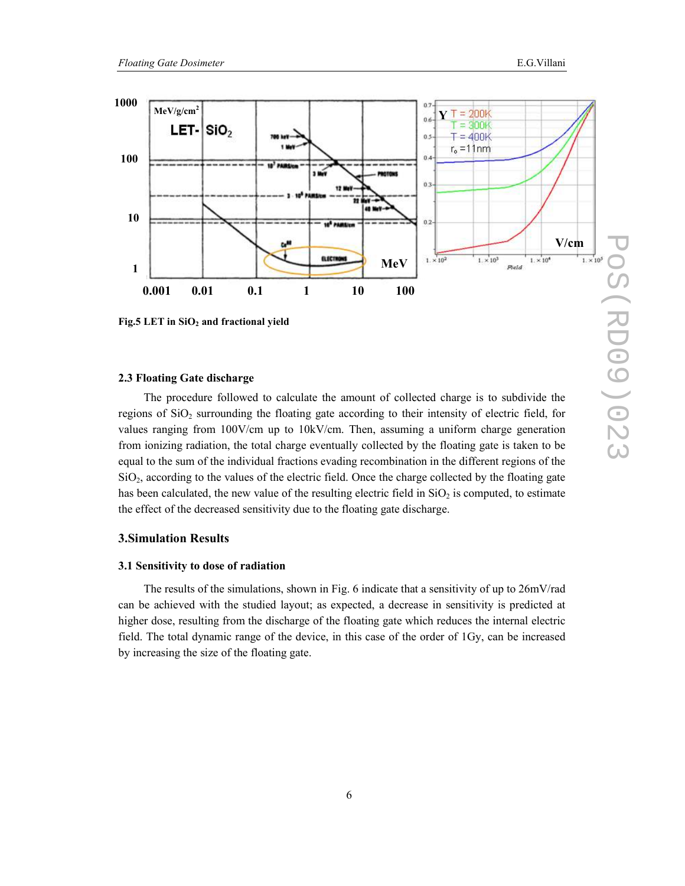Fig.5 LET in $SiO_2$ and fractional yield

### 2.3 Floating Gate discharge

The procedure followed to calculate the amount of collected charge is to subdivide the regions of $SiO_2$ surrounding the floating gate according to their intensity of electric field, for values ranging from 100V/cm up to 10kV/cm. Then, assuming a uniform charge generation from ionizing radiation, the total charge eventually collected by the floating gate is taken to be equal to the sum of the individual fractions evading recombination in the different regions of the $SiO_2$, according to the values of the electric field. Once the charge collected by the floating gate has been calculated, the new value of the resulting electric field in $SiO_2$ is computed, to estimate the effect of the decreased sensitivity due to the floating gate discharge.

## 3.Simulation Results

### 3.1 Sensitivity to dose of radiation

The results of the simulations, shown in Fig. 6 indicate that a sensitivity of up to 26mV/rad can be achieved with the studied layout; as expected, a decrease in sensitivity is predicted at higher dose, resulting from the discharge of the floating gate which reduces the internal electric field. The total dynamic range of the device, in this case of the order of 1Gy, can be increased by increasing the size of the floating gate.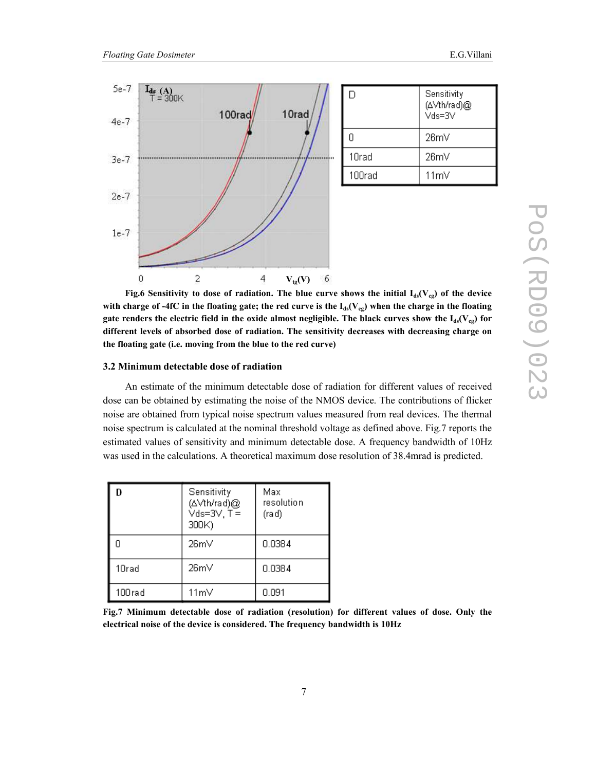| D | Sensitivity (ΔVth/rad)@ Vds=3V |
|---|---|
| 0 | 26mV |
| 10rad | 26mV |
| 100rad | 11mV |

**Fig.6 Sensitivity to dose of radiation. The blue curve shows the initial $I_{ds}(V_{cg})$ of the device with charge of -4fC in the floating gate; the red curve is the $I_{ds}(V_{cg})$ when the charge in the floating gate renders the electric field in the oxide almost negligible. The black curves show the $I_{ds}(V_{cg})$ for different levels of absorbed dose of radiation. The sensitivity decreases with decreasing charge on the floating gate (i.e. moving from the blue to the red curve)**

### 3.2 Minimum detectable dose of radiation

An estimate of the minimum detectable dose of radiation for different values of received dose can be obtained by estimating the noise of the NMOS device. The contributions of flicker noise are obtained from typical noise spectrum values measured from real devices. The thermal noise spectrum is calculated at the nominal threshold voltage as defined above. Fig.7 reports the estimated values of sensitivity and minimum detectable dose. A frequency bandwidth of 10Hz was used in the calculations. A theoretical maximum dose resolution of 38.4mrad is predicted.

| D | Sensitivity (ΔVth/rad)@ Vds=3V, T = 300K) | Max resolution (rad) |
|---|---|---|
| 0 | 26mV | 0.0384 |
| 10rad | 26mV | 0.0384 |
| 100rad | 11mV | 0.091 |

**Fig.7 Minimum detectable dose of radiation (resolution) for different values of dose. Only the electrical noise of the device is considered. The frequency bandwidth is 10Hz**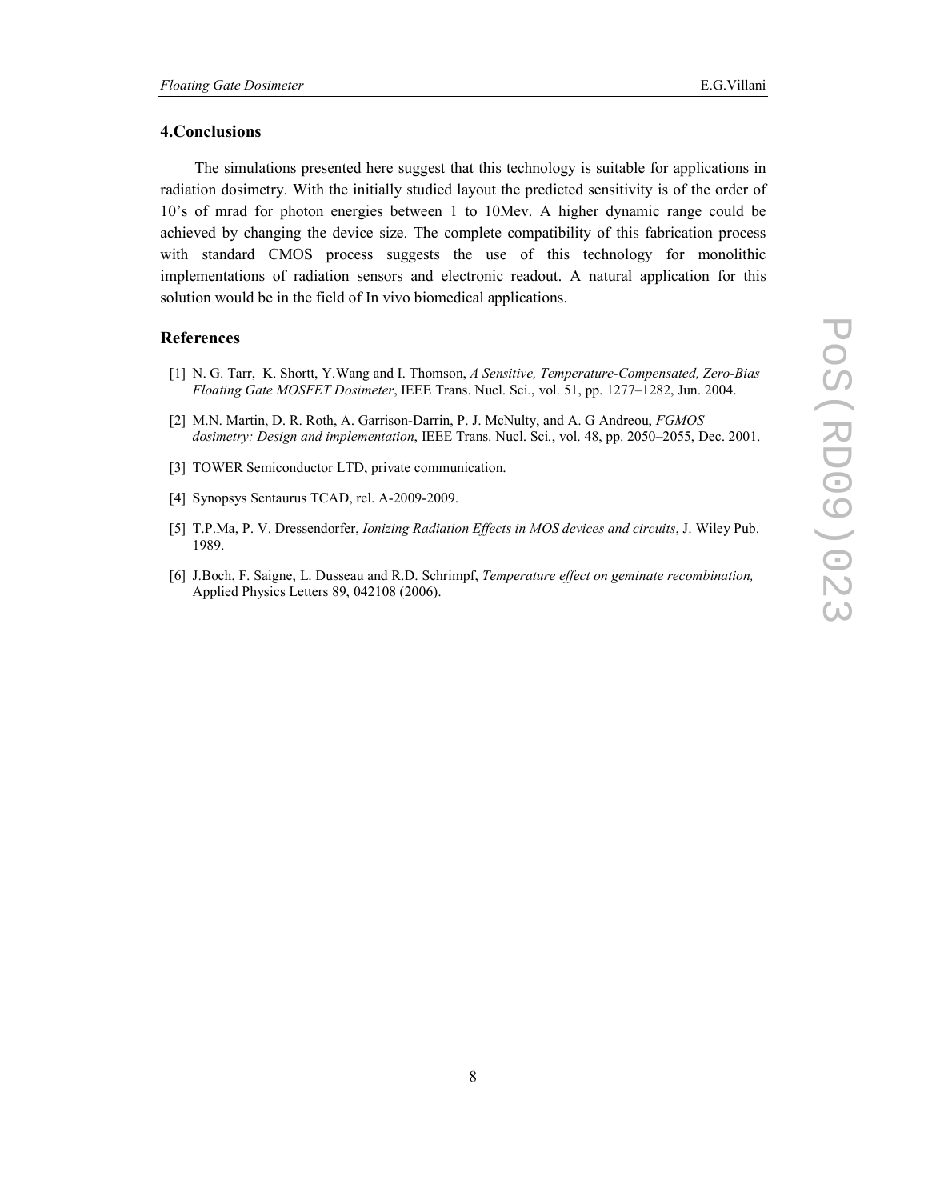## 4.Conclusions

The simulations presented here suggest that this technology is suitable for applications in radiation dosimetry. With the initially studied layout the predicted sensitivity is of the order of 10's of mrad for photon energies between 1 to 10Mev. A higher dynamic range could be achieved by changing the device size. The complete compatibility of this fabrication process with standard CMOS process suggests the use of this technology for monolithic implementations of radiation sensors and electronic readout. A natural application for this solution would be in the field of In vivo biomedical applications.

## References

[1] N. G. Tarr, K. Shortt, Y.Wang and I. Thomson, *A Sensitive, Temperature-Compensated, Zero-Bias Floating Gate MOSFET Dosimeter*, IEEE Trans. Nucl. Sci., vol. 51, pp. 1277–1282, Jun. 2004.

[2] M.N. Martin, D. R. Roth, A. Garrison-Darrin, P. J. McNulty, and A. G Andreou, *FGMOS dosimetry: Design and implementation*, IEEE Trans. Nucl. Sci., vol. 48, pp. 2050–2055, Dec. 2001.

[3] TOWER Semiconductor LTD, private communication.

[4] Synopsys Sentaurus TCAD, rel. A-2009-2009.

[5] T.P.Ma, P. V. Dressendorfer, *Ionizing Radiation Effects in MOS devices and circuits*, J. Wiley Pub. 1989.

[6] J.Boch, F. Saigne, L. Dusseau and R.D. Schrimpf, *Temperature effect on geminate recombination,* Applied Physics Letters 89, 042108 (2006).